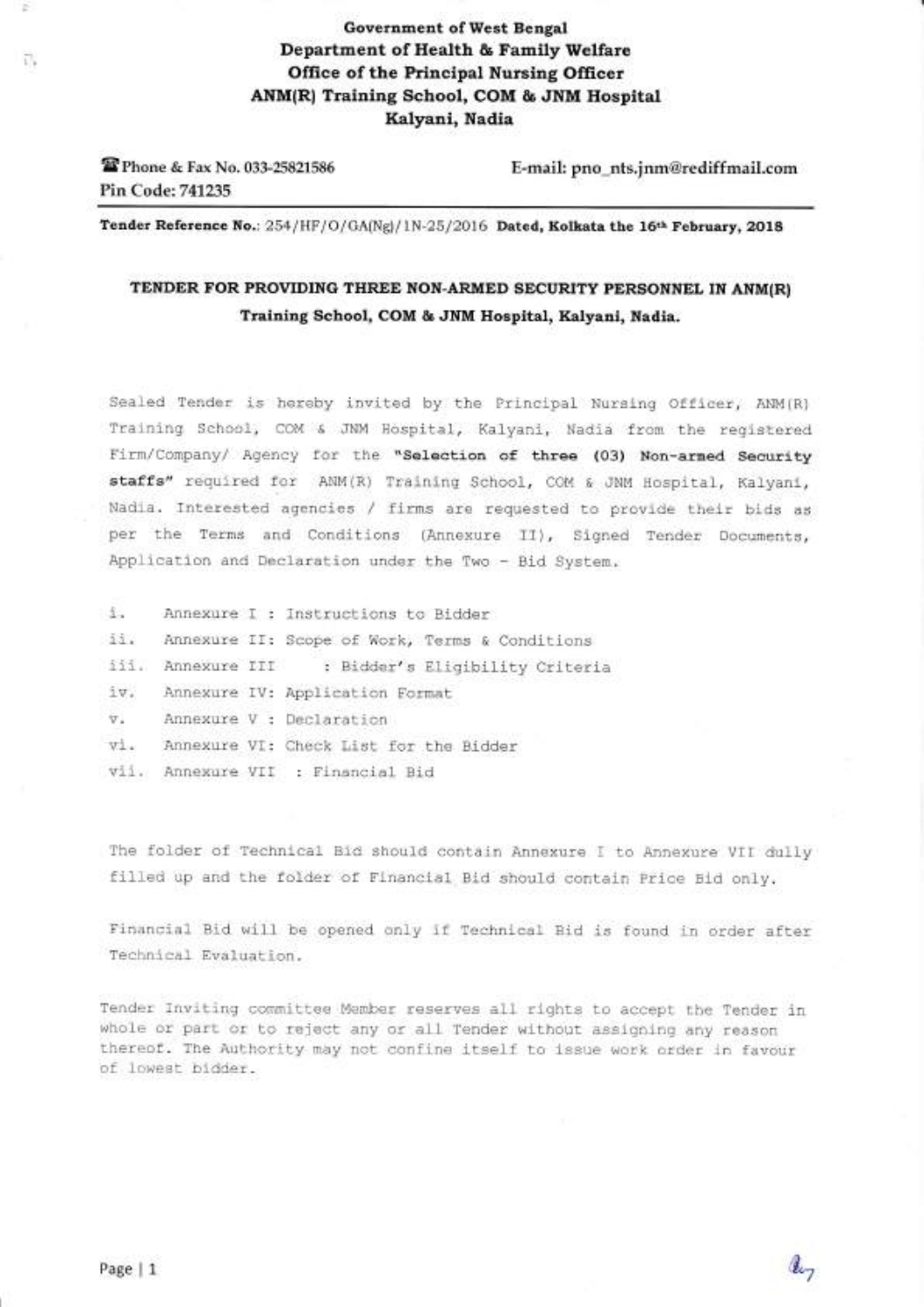**Government of West Bengal**
**Department of Health & Family Welfare**
**Office of the Principal Nursing Officer**
**ANM(R) Training School, COM & JNM Hospital**
**Kalyani, Nadia**

☎ Phone & Fax No. 033-25821586
Pin Code: 741235

E-mail: pno_nts.jnm@rediffmail.com

**Tender Reference No.**: 254/HF/O/GA(Ng)/1N-25/2016 **Dated, Kolkata the 16th February, 2018**

## TENDER FOR PROVIDING THREE NON-ARMED SECURITY PERSONNEL IN ANM(R) Training School, COM & JNM Hospital, Kalyani, Nadia.

Sealed Tender is hereby invited by the Principal Nursing Officer, ANM(R) Training School, COM & JNM Hospital, Kalyani, Nadia from the registered Firm/Company/ Agency for the **"Selection of three (03) Non-armed Security staffs"** required for ANM(R) Training School, COM & JNM Hospital, Kalyani, Nadia. Interested agencies / firms are requested to provide their bids as per the Terms and Conditions (Annexure II), Signed Tender Documents, Application and Declaration under the Two - Bid System.

i. Annexure I : Instructions to Bidder
ii. Annexure II: Scope of Work, Terms & Conditions
iii. Annexure III : Bidder's Eligibility Criteria
iv. Annexure IV: Application Format
v. Annexure V : Declaration
vi. Annexure VI: Check List for the Bidder
vii. Annexure VII : Financial Bid

The folder of Technical Bid should contain Annexure I to Annexure VII dully filled up and the folder of Financial Bid should contain Price Bid only.

Financial Bid will be opened only if Technical Bid is found in order after Technical Evaluation.

Tender Inviting committee Member reserves all rights to accept the Tender in whole or part or to reject any or all Tender without assigning any reason thereof. The Authority may not confine itself to issue work order in favour of lowest bidder.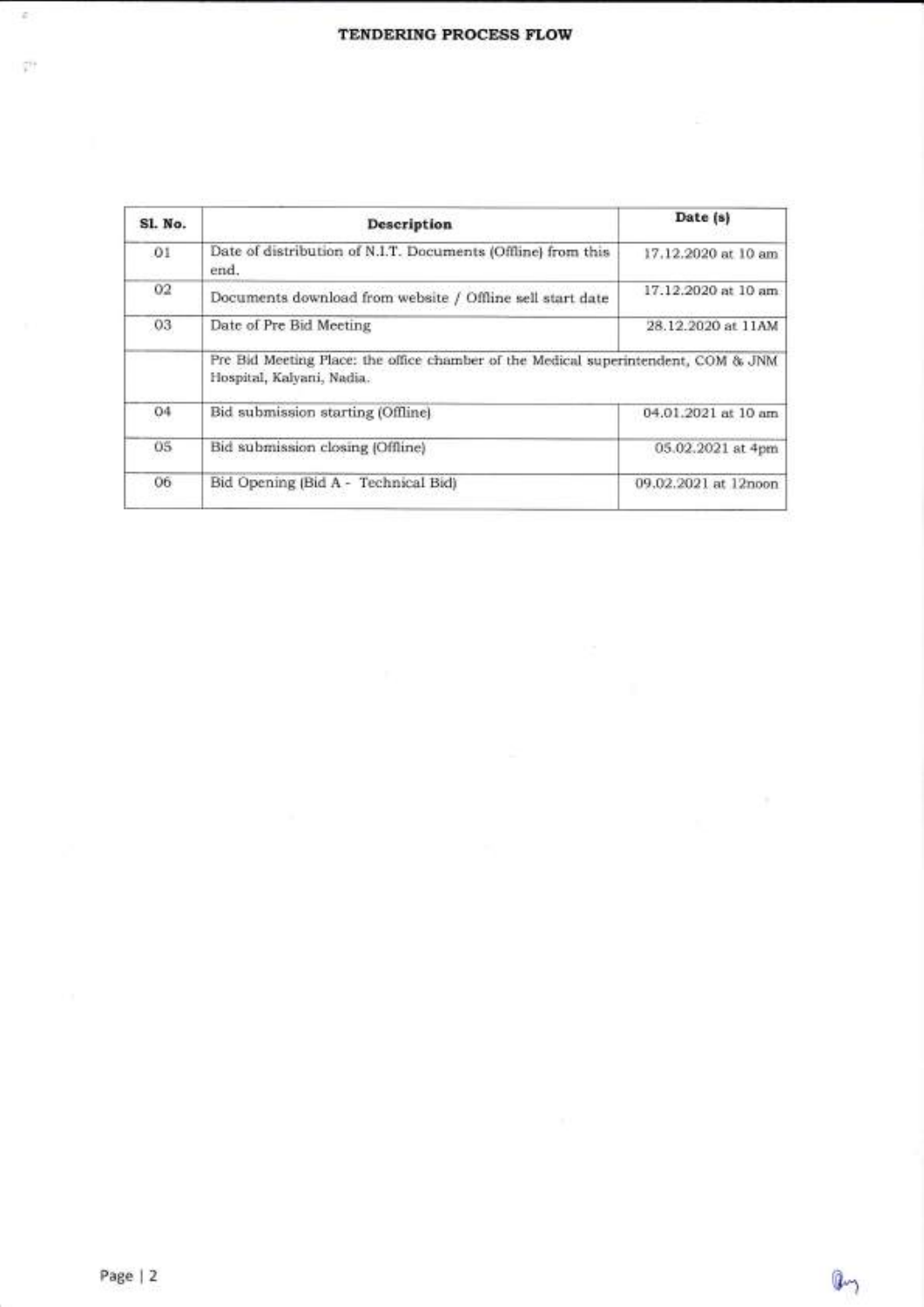# TENDERING PROCESS FLOW

| Sl. No. | Description | Date (s) |
|---|---|---|
| 01 | Date of distribution of N.I.T. Documents (Offline) from this end. | 17.12.2020 at 10 am |
| 02 | Documents download from website / Offline sell start date | 17.12.2020 at 10 am |
| 03 | Date of Pre Bid Meeting | 28.12.2020 at 11AM |
| | Pre Bid Meeting Place: the office chamber of the Medical superintendent, COM & JNM Hospital, Kalyani, Nadia. | |
| 04 | Bid submission starting (Offline) | 04.01.2021 at 10 am |
| 05 | Bid submission closing (Offline) | 05.02.2021 at 4pm |
| 06 | Bid Opening (Bid A - Technical Bid) | 09.02.2021 at 12noon |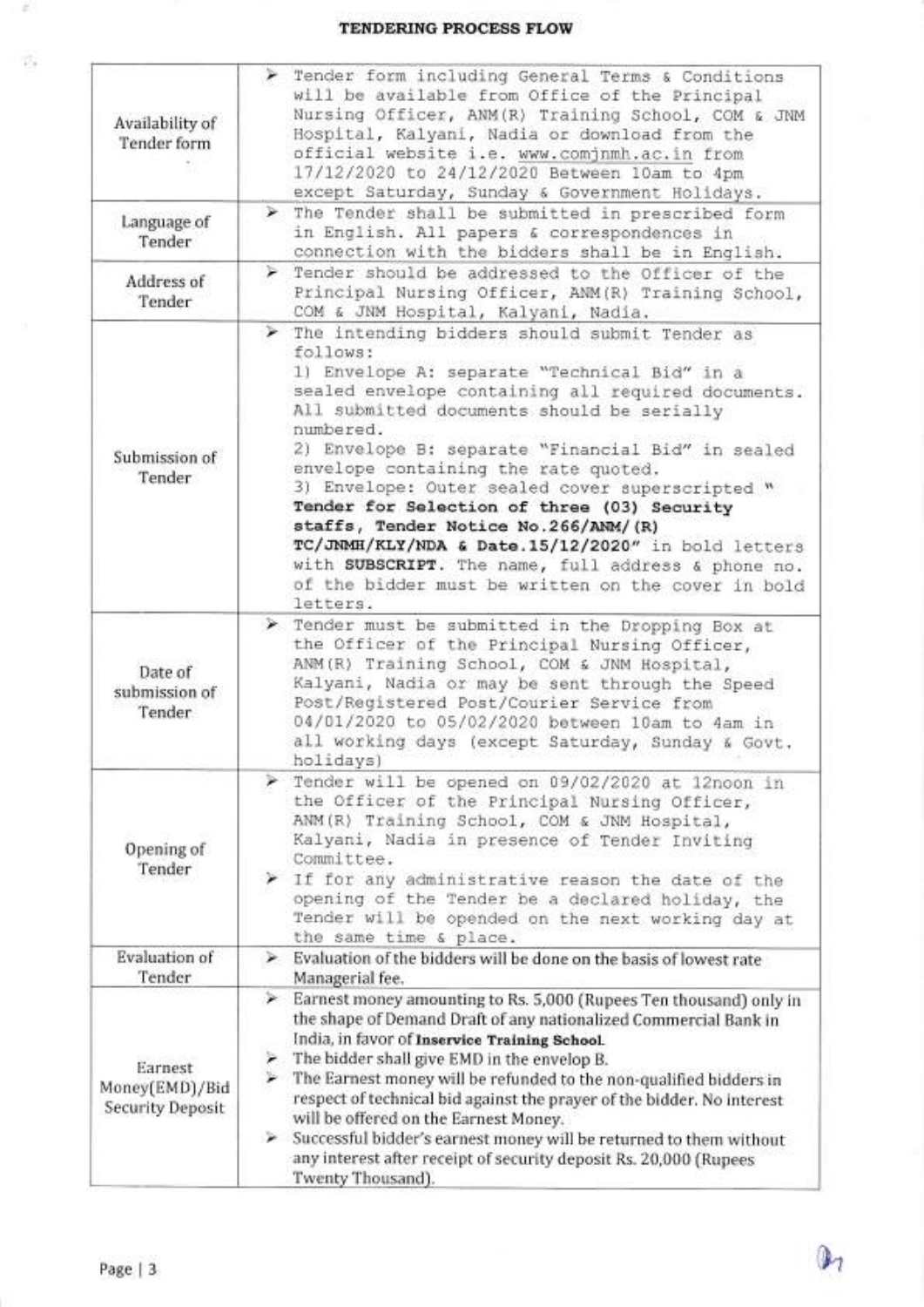# TENDERING PROCESS FLOW

| | |
|---|---|
| Availability of Tender form | ➢ Tender form including General Terms & Conditions will be available from Office of the Principal Nursing Officer, ANM(R) Training School, COM & JNM Hospital, Kalyani, Nadia or download from the official website i.e. www.comjnmh.ac.in from 17/12/2020 to 24/12/2020 Between 10am to 4pm except Saturday, Sunday & Government Holidays. |
| Language of Tender | ➢ The Tender shall be submitted in prescribed form in English. All papers & correspondences in connection with the bidders shall be in English. |
| Address of Tender | ➢ Tender should be addressed to the Officer of the Principal Nursing Officer, ANM(R) Training School, COM & JNM Hospital, Kalyani, Nadia. |
| Submission of Tender | ➢ The intending bidders should submit Tender as follows:<br>1) Envelope A: separate "Technical Bid" in a sealed envelope containing all required documents. All submitted documents should be serially numbered.<br>2) Envelope B: separate "Financial Bid" in sealed envelope containing the rate quoted.<br>3) Envelope: Outer sealed cover superscripted "**Tender for Selection of three (03) Security staffs, Tender Notice No.266/ANM/(R) TC/JNMH/KLY/NDA & Date.15/12/2020**" in bold letters with **SUBSCRIPT**. The name, full address & phone no. of the bidder must be written on the cover in bold letters. |
| Date of submission of Tender | ➢ Tender must be submitted in the Dropping Box at the Officer of the Principal Nursing Officer, ANM(R) Training School, COM & JNM Hospital, Kalyani, Nadia or may be sent through the Speed Post/Registered Post/Courier Service from 04/01/2020 to 05/02/2020 between 10am to 4am in all working days (except Saturday, Sunday & Govt. holidays) |
| Opening of Tender | ➢ Tender will be opened on 09/02/2020 at 12noon in the Officer of the Principal Nursing Officer, ANM(R) Training School, COM & JNM Hospital, Kalyani, Nadia in presence of Tender Inviting Committee.<br>➢ If for any administrative reason the date of the opening of the Tender be a declared holiday, the Tender will be opended on the next working day at the same time & place. |
| Evaluation of Tender | ➢ Evaluation of the bidders will be done on the basis of lowest rate Managerial fee. |
| Earnest Money(EMD)/Bid Security Deposit | ➢ Earnest money amounting to Rs. 5,000 (Rupees Ten thousand) only in the shape of Demand Draft of any nationalized Commercial Bank in India, in favor of **Inservice Training School.**<br>➢ The bidder shall give EMD in the envelop B.<br>➢ The Earnest money will be refunded to the non-qualified bidders in respect of technical bid against the prayer of the bidder. No interest will be offered on the Earnest Money.<br>➢ Successful bidder's earnest money will be returned to them without any interest after receipt of security deposit Rs. 20,000 (Rupees Twenty Thousand). |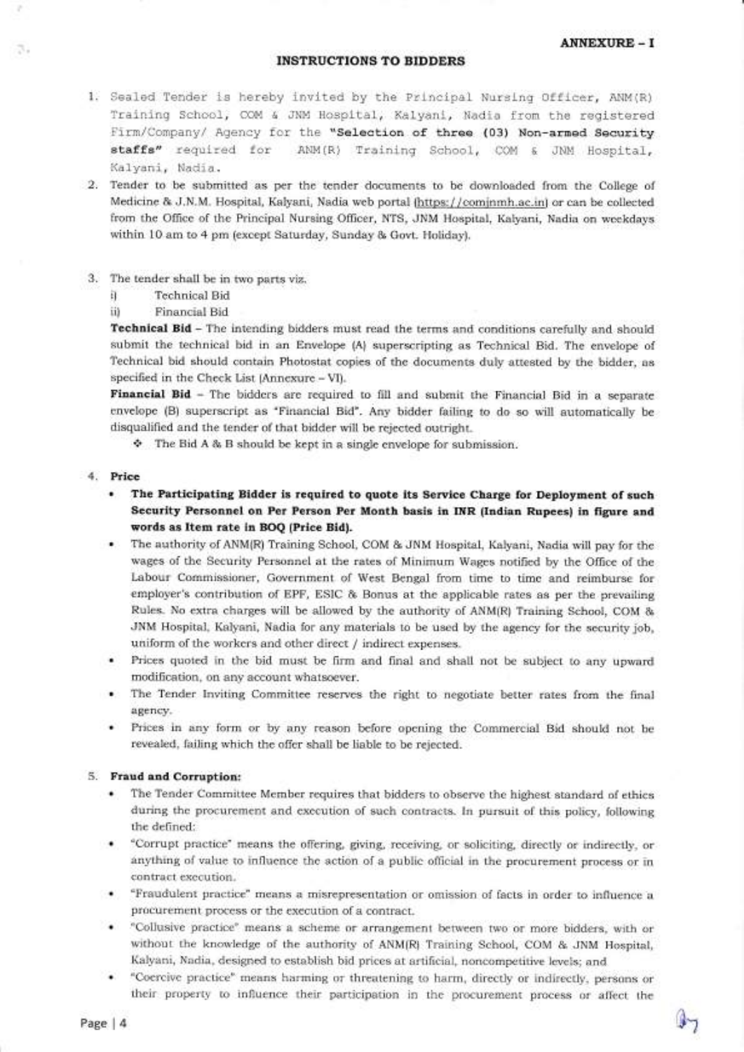**ANNEXURE – I**

## INSTRUCTIONS TO BIDDERS

1. Sealed Tender is hereby invited by the Principal Nursing Officer, ANM(R) Training School, COM & JNM Hospital, Kalyani, Nadia from the registered Firm/Company/ Agency for the **"Selection of three (03) Non-armed Security staffs"** required for ANM(R) Training School, COM & JNM Hospital, Kalyani, Nadia.

2. Tender to be submitted as per the tender documents to be downloaded from the College of Medicine & J.N.M. Hospital, Kalyani, Nadia web portal (https://comjnmh.ac.in) or can be collected from the Office of the Principal Nursing Officer, NTS, JNM Hospital, Kalyani, Nadia on weekdays within 10 am to 4 pm (except Saturday, Sunday & Govt. Holiday).

3. The tender shall be in two parts viz.
   i) Technical Bid
   ii) Financial Bid

   **Technical Bid** – The intending bidders must read the terms and conditions carefully and should submit the technical bid in an Envelope (A) superscripting as Technical Bid. The envelope of Technical bid should contain Photostat copies of the documents duly attested by the bidder, as specified in the Check List (Annexure – VI).

   **Financial Bid** – The bidders are required to fill and submit the Financial Bid in a separate envelope (B) superscript as "Financial Bid". Any bidder failing to do so will automatically be disqualified and the tender of that bidder will be rejected outright.

   - The Bid A & B should be kept in a single envelope for submission.

4. **Price**
   - **The Participating Bidder is required to quote its Service Charge for Deployment of such Security Personnel on Per Person Per Month basis in INR (Indian Rupees) in figure and words as Item rate in BOQ (Price Bid).**
   - The authority of ANM(R) Training School, COM & JNM Hospital, Kalyani, Nadia will pay for the wages of the Security Personnel at the rates of Minimum Wages notified by the Office of the Labour Commissioner, Government of West Bengal from time to time and reimburse for employer's contribution of EPF, ESIC & Bonus at the applicable rates as per the prevailing Rules. No extra charges will be allowed by the authority of ANM(R) Training School, COM & JNM Hospital, Kalyani, Nadia for any materials to be used by the agency for the security job, uniform of the workers and other direct / indirect expenses.
   - Prices quoted in the bid must be firm and final and shall not be subject to any upward modification, on any account whatsoever.
   - The Tender Inviting Committee reserves the right to negotiate better rates from the final agency.
   - Prices in any form or by any reason before opening the Commercial Bid should not be revealed, failing which the offer shall be liable to be rejected.

5. **Fraud and Corruption:**
   - The Tender Committee Member requires that bidders to observe the highest standard of ethics during the procurement and execution of such contracts. In pursuit of this policy, following the defined:
   - "Corrupt practice" means the offering, giving, receiving, or soliciting, directly or indirectly, or anything of value to influence the action of a public official in the procurement process or in contract execution.
   - "Fraudulent practice" means a misrepresentation or omission of facts in order to influence a procurement process or the execution of a contract.
   - "Collusive practice" means a scheme or arrangement between two or more bidders, with or without the knowledge of the authority of ANM(R) Training School, COM & JNM Hospital, Kalyani, Nadia, designed to establish bid prices at artificial, noncompetitive levels; and
   - "Coercive practice" means harming or threatening to harm, directly or indirectly, persons or their property to influence their participation in the procurement process or affect the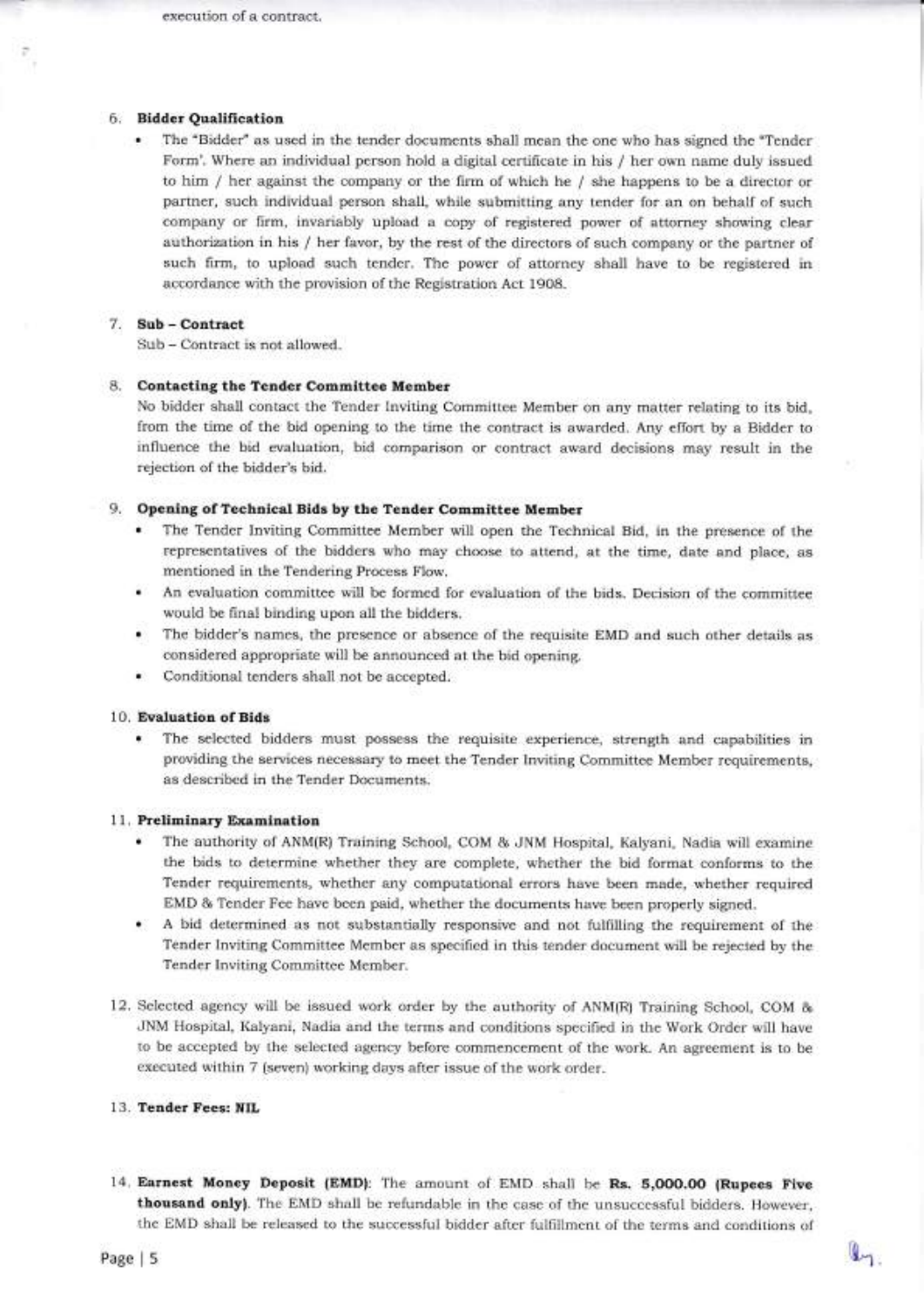execution of a contract.

6. **Bidder Qualification**
   - The "Bidder" as used in the tender documents shall mean the one who has signed the "Tender Form'. Where an individual person hold a digital certificate in his / her own name duly issued to him / her against the company or the firm of which he / she happens to be a director or partner, such individual person shall, while submitting any tender for an on behalf of such company or firm, invariably upload a copy of registered power of attorney showing clear authorization in his / her favor, by the rest of the directors of such company or the partner of such firm, to upload such tender. The power of attorney shall have to be registered in accordance with the provision of the Registration Act 1908.

7. **Sub – Contract**
   Sub – Contract is not allowed.

8. **Contacting the Tender Committee Member**
   No bidder shall contact the Tender Inviting Committee Member on any matter relating to its bid, from the time of the bid opening to the time the contract is awarded. Any effort by a Bidder to influence the bid evaluation, bid comparison or contract award decisions may result in the rejection of the bidder's bid.

9. **Opening of Technical Bids by the Tender Committee Member**
   - The Tender Inviting Committee Member will open the Technical Bid, in the presence of the representatives of the bidders who may choose to attend, at the time, date and place, as mentioned in the Tendering Process Flow.
   - An evaluation committee will be formed for evaluation of the bids. Decision of the committee would be final binding upon all the bidders.
   - The bidder's names, the presence or absence of the requisite EMD and such other details as considered appropriate will be announced at the bid opening.
   - Conditional tenders shall not be accepted.

10. **Evaluation of Bids**
    - The selected bidders must possess the requisite experience, strength and capabilities in providing the services necessary to meet the Tender Inviting Committee Member requirements, as described in the Tender Documents.

11. **Preliminary Examination**
    - The authority of ANM(R) Training School, COM & JNM Hospital, Kalyani, Nadia will examine the bids to determine whether they are complete, whether the bid format conforms to the Tender requirements, whether any computational errors have been made, whether required EMD & Tender Fee have been paid, whether the documents have been properly signed.
    - A bid determined as not substantially responsive and not fulfilling the requirement of the Tender Inviting Committee Member as specified in this tender document will be rejected by the Tender Inviting Committee Member.

12. Selected agency will be issued work order by the authority of ANM(R) Training School, COM & JNM Hospital, Kalyani, Nadia and the terms and conditions specified in the Work Order will have to be accepted by the selected agency before commencement of the work. An agreement is to be executed within 7 (seven) working days after issue of the work order.

13. **Tender Fees: NIL**

14. **Earnest Money Deposit (EMD)**: The amount of EMD shall be **Rs. 5,000.00 (Rupees Five thousand only)**. The EMD shall be refundable in the case of the unsuccessful bidders. However, the EMD shall be released to the successful bidder after fulfillment of the terms and conditions of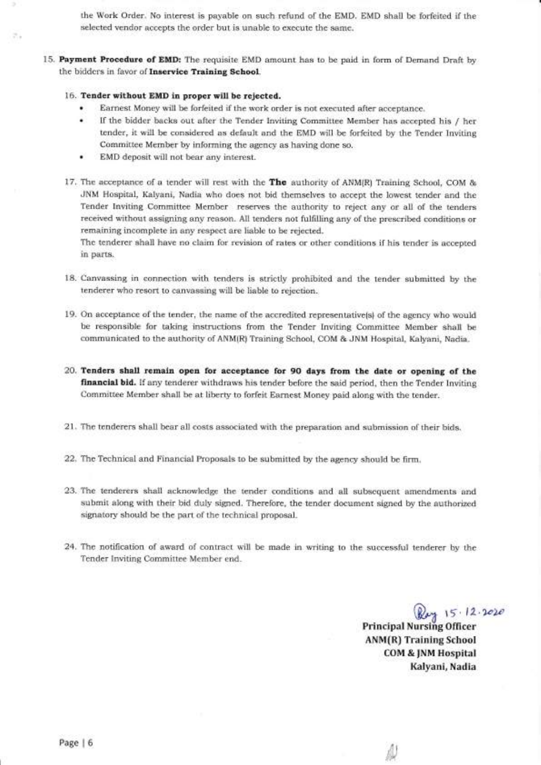the Work Order. No interest is payable on such refund of the EMD. EMD shall be forfeited if the selected vendor accepts the order but is unable to execute the same.

15. **Payment Procedure of EMD:** The requisite EMD amount has to be paid in form of Demand Draft by the bidders in favor of **Inservice Training School**.

16. **Tender without EMD in proper will be rejected.**
    - Earnest Money will be forfeited if the work order is not executed after acceptance.
    - If the bidder backs out after the Tender Inviting Committee Member has accepted his / her tender, it will be considered as default and the EMD will be forfeited by the Tender Inviting Committee Member by informing the agency as having done so.
    - EMD deposit will not bear any interest.

17. The acceptance of a tender will rest with the **The** authority of ANM(R) Training School, COM & JNM Hospital, Kalyani, Nadia who does not bid themselves to accept the lowest tender and the Tender Inviting Committee Member reserves the authority to reject any or all of the tenders received without assigning any reason. All tenders not fulfilling any of the prescribed conditions or remaining incomplete in any respect are liable to be rejected.

    The tenderer shall have no claim for revision of rates or other conditions if his tender is accepted in parts.

18. Canvassing in connection with tenders is strictly prohibited and the tender submitted by the tenderer who resort to canvassing will be liable to rejection.

19. On acceptance of the tender, the name of the accredited representative(s) of the agency who would be responsible for taking instructions from the Tender Inviting Committee Member shall be communicated to the authority of ANM(R) Training School, COM & JNM Hospital, Kalyani, Nadia.

20. **Tenders shall remain open for acceptance for 90 days from the date or opening of the financial bid.** If any tenderer withdraws his tender before the said period, then the Tender Inviting Committee Member shall be at liberty to forfeit Earnest Money paid along with the tender.

21. The tenderers shall bear all costs associated with the preparation and submission of their bids.

22. The Technical and Financial Proposals to be submitted by the agency should be firm.

23. The tenderers shall acknowledge the tender conditions and all subsequent amendments and submit along with their bid duly signed. Therefore, the tender document signed by the authorized signatory should be the part of the technical proposal.

24. The notification of award of contract will be made in writing to the successful tenderer by the Tender Inviting Committee Member end.

15.12.2020

**Principal Nursing Officer**
**ANM(R) Training School**
**COM & JNM Hospital**
**Kalyani, Nadia**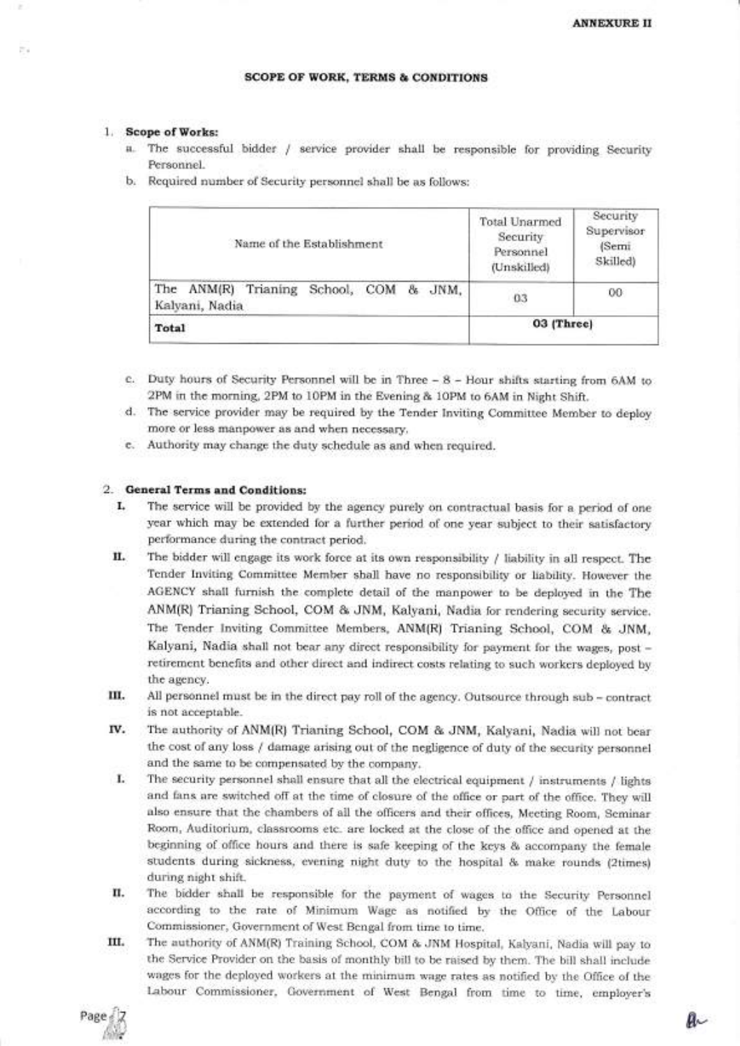**ANNEXURE II**

## SCOPE OF WORK, TERMS & CONDITIONS

1. **Scope of Works:**
   a. The successful bidder / service provider shall be responsible for providing Security Personnel.
   b. Required number of Security personnel shall be as follows:

| Name of the Establishment | Total Unarmed Security Personnel (Unskilled) | Security Supervisor (Semi Skilled) |
|---|---|---|
| The ANM(R) Trianing School, COM & JNM, Kalyani, Nadia | 03 | 00 |
| **Total** | 03 (Three) | |

   c. Duty hours of Security Personnel will be in Three – 8 – Hour shifts starting from 6AM to 2PM in the morning, 2PM to 10PM in the Evening & 10PM to 6AM in Night Shift.
   d. The service provider may be required by the Tender Inviting Committee Member to deploy more or less manpower as and when necessary.
   e. Authority may change the duty schedule as and when required.

2. **General Terms and Conditions:**

   I. The service will be provided by the agency purely on contractual basis for a period of one year which may be extended for a further period of one year subject to their satisfactory performance during the contract period.

   II. The bidder will engage its work force at its own responsibility / liability in all respect. The Tender Inviting Committee Member shall have no responsibility or liability. However the AGENCY shall furnish the complete detail of the manpower to be deployed in the The ANM(R) Trianing School, COM & JNM, Kalyani, Nadia for rendering security service. The Tender Inviting Committee Members, ANM(R) Trianing School, COM & JNM, Kalyani, Nadia shall not bear any direct responsibility for payment for the wages, post – retirement benefits and other direct and indirect costs relating to such workers deployed by the agency.

   III. All personnel must be in the direct pay roll of the agency. Outsource through sub – contract is not acceptable.

   IV. The authority of ANM(R) Trianing School, COM & JNM, Kalyani, Nadia will not bear the cost of any loss / damage arising out of the negligence of duty of the security personnel and the same to be compensated by the company.

   I. The security personnel shall ensure that all the electrical equipment / instruments / lights and fans are switched off at the time of closure of the office or part of the office. They will also ensure that the chambers of all the officers and their offices, Meeting Room, Seminar Room, Auditorium, classrooms etc. are locked at the close of the office and opened at the beginning of office hours and there is safe keeping of the keys & accompany the female students during sickness, evening night duty to the hospital & make rounds (2times) during night shift.

   II. The bidder shall be responsible for the payment of wages to the Security Personnel according to the rate of Minimum Wage as notified by the Office of the Labour Commissioner, Government of West Bengal from time to time.

   III. The authority of ANM(R) Training School, COM & JNM Hospital, Kalyani, Nadia will pay to the Service Provider on the basis of monthly bill to be raised by them. The bill shall include wages for the deployed workers at the minimum wage rates as notified by the Office of the Labour Commissioner, Government of West Bengal from time to time, employer's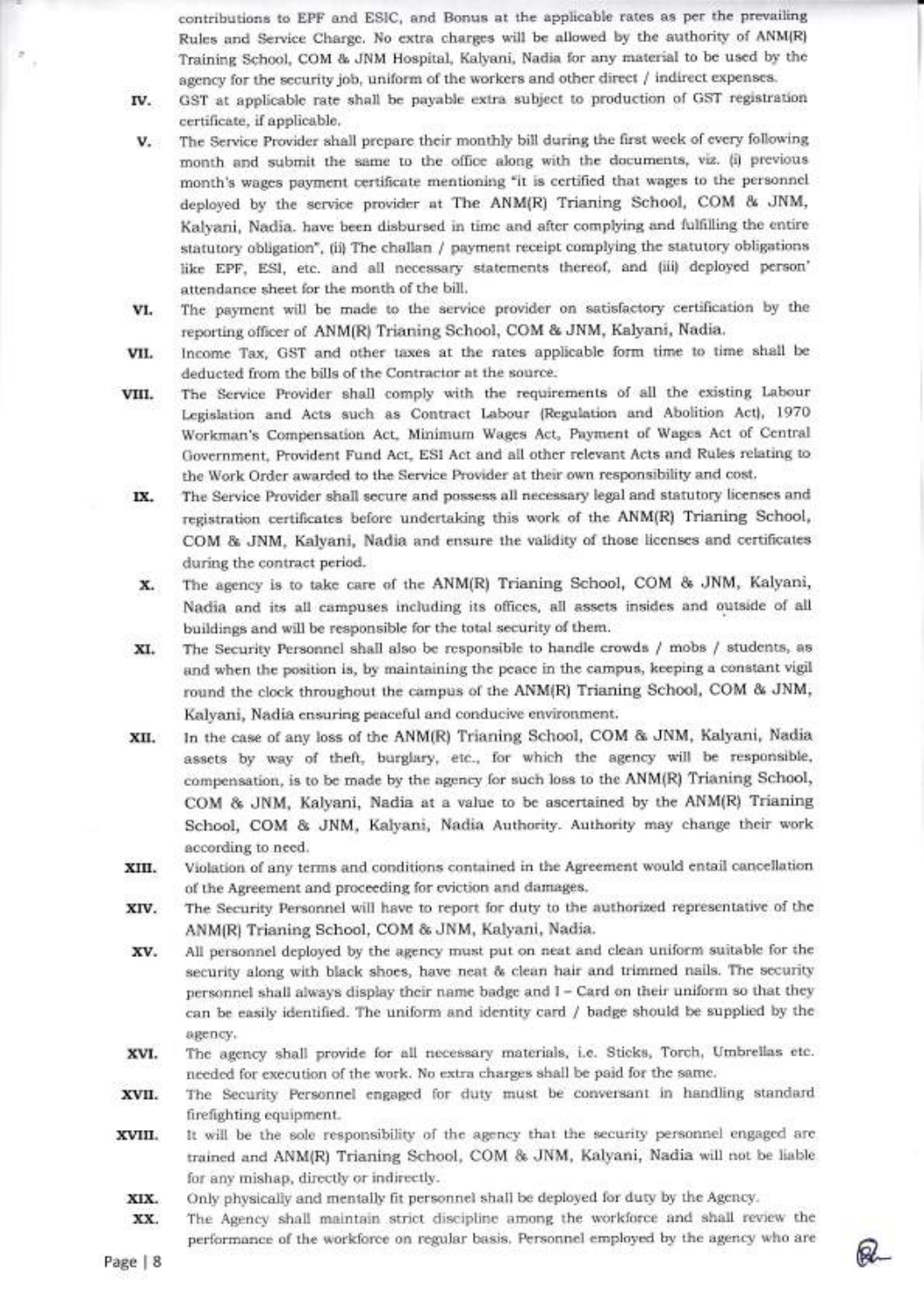contributions to EPF and ESIC, and Bonus at the applicable rates as per the prevailing Rules and Service Charge. No extra charges will be allowed by the authority of ANM(R) Training School, COM & JNM Hospital, Kalyani, Nadia for any material to be used by the agency for the security job, uniform of the workers and other direct / indirect expenses.

IV. GST at applicable rate shall be payable extra subject to production of GST registration certificate, if applicable.

V. The Service Provider shall prepare their monthly bill during the first week of every following month and submit the same to the office along with the documents, viz. (i) previous month's wages payment certificate mentioning "it is certified that wages to the personnel deployed by the service provider at The ANM(R) Trianing School, COM & JNM, Kalyani, Nadia. have been disbursed in time and after complying and fulfilling the entire statutory obligation", (ii) The challan / payment receipt complying the statutory obligations like EPF, ESI, etc. and all necessary statements thereof, and (iii) deployed person' attendance sheet for the month of the bill.

VI. The payment will be made to the service provider on satisfactory certification by the reporting officer of ANM(R) Trianing School, COM & JNM, Kalyani, Nadia.

VII. Income Tax, GST and other taxes at the rates applicable form time to time shall be deducted from the bills of the Contractor at the source.

VIII. The Service Provider shall comply with the requirements of all the existing Labour Legislation and Acts such as Contract Labour (Regulation and Abolition Act), 1970 Workman's Compensation Act, Minimum Wages Act, Payment of Wages Act of Central Government, Provident Fund Act, ESI Act and all other relevant Acts and Rules relating to the Work Order awarded to the Service Provider at their own responsibility and cost.

IX. The Service Provider shall secure and possess all necessary legal and statutory licenses and registration certificates before undertaking this work of the ANM(R) Trianing School, COM & JNM, Kalyani, Nadia and ensure the validity of those licenses and certificates during the contract period.

X. The agency is to take care of the ANM(R) Trianing School, COM & JNM, Kalyani, Nadia and its all campuses including its offices, all assets insides and outside of all buildings and will be responsible for the total security of them.

XI. The Security Personnel shall also be responsible to handle crowds / mobs / students, as and when the position is, by maintaining the peace in the campus, keeping a constant vigil round the clock throughout the campus of the ANM(R) Trianing School, COM & JNM, Kalyani, Nadia ensuring peaceful and conducive environment.

XII. In the case of any loss of the ANM(R) Trianing School, COM & JNM, Kalyani, Nadia assets by way of theft, burglary, etc., for which the agency will be responsible, compensation, is to be made by the agency for such loss to the ANM(R) Trianing School, COM & JNM, Kalyani, Nadia at a value to be ascertained by the ANM(R) Trianing School, COM & JNM, Kalyani, Nadia Authority. Authority may change their work according to need.

XIII. Violation of any terms and conditions contained in the Agreement would entail cancellation of the Agreement and proceeding for eviction and damages.

XIV. The Security Personnel will have to report for duty to the authorized representative of the ANM(R) Trianing School, COM & JNM, Kalyani, Nadia.

XV. All personnel deployed by the agency must put on neat and clean uniform suitable for the security along with black shoes, have neat & clean hair and trimmed nails. The security personnel shall always display their name badge and I – Card on their uniform so that they can be easily identified. The uniform and identity card / badge should be supplied by the agency.

XVI. The agency shall provide for all necessary materials, i.e. Sticks, Torch, Umbrellas etc. needed for execution of the work. No extra charges shall be paid for the same.

XVII. The Security Personnel engaged for duty must be conversant in handling standard firefighting equipment.

XVIII. It will be the sole responsibility of the agency that the security personnel engaged are trained and ANM(R) Trianing School, COM & JNM, Kalyani, Nadia will not be liable for any mishap, directly or indirectly.

XIX. Only physically and mentally fit personnel shall be deployed for duty by the Agency.

XX. The Agency shall maintain strict discipline among the workforce and shall review the performance of the workforce on regular basis. Personnel employed by the agency who are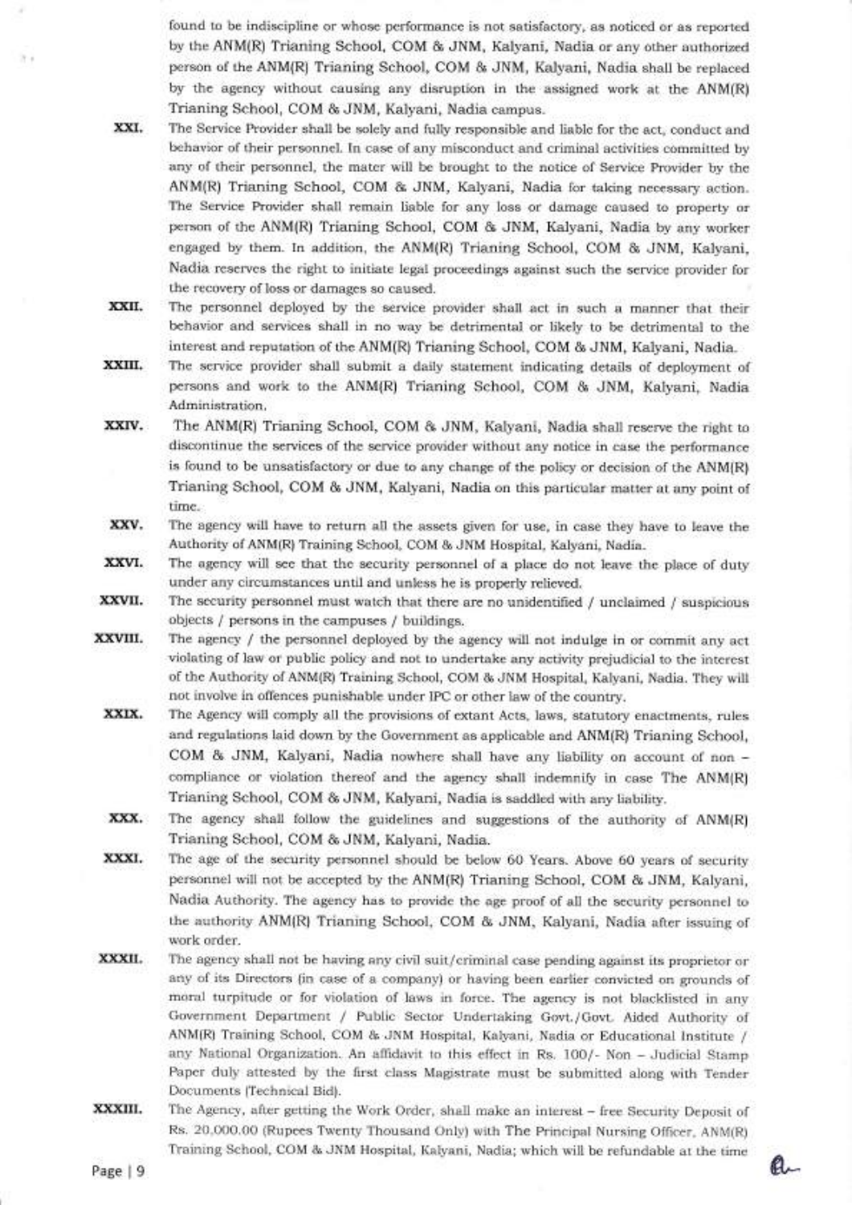found to be indiscipline or whose performance is not satisfactory, as noticed or as reported by the ANM(R) Trianing School, COM & JNM, Kalyani, Nadia or any other authorized person of the ANM(R) Trianing School, COM & JNM, Kalyani, Nadia shall be replaced by the agency without causing any disruption in the assigned work at the ANM(R) Trianing School, COM & JNM, Kalyani, Nadia campus.

XXI. The Service Provider shall be solely and fully responsible and liable for the act, conduct and behavior of their personnel. In case of any misconduct and criminal activities committed by any of their personnel, the mater will be brought to the notice of Service Provider by the ANM(R) Trianing School, COM & JNM, Kalyani, Nadia for taking necessary action. The Service Provider shall remain liable for any loss or damage caused to property or person of the ANM(R) Trianing School, COM & JNM, Kalyani, Nadia by any worker engaged by them. In addition, the ANM(R) Trianing School, COM & JNM, Kalyani, Nadia reserves the right to initiate legal proceedings against such the service provider for the recovery of loss or damages so caused.

XXII. The personnel deployed by the service provider shall act in such a manner that their behavior and services shall in no way be detrimental or likely to be detrimental to the interest and reputation of the ANM(R) Trianing School, COM & JNM, Kalyani, Nadia.

XXIII. The service provider shall submit a daily statement indicating details of deployment of persons and work to the ANM(R) Trianing School, COM & JNM, Kalyani, Nadia Administration.

XXIV. The ANM(R) Trianing School, COM & JNM, Kalyani, Nadia shall reserve the right to discontinue the services of the service provider without any notice in case the performance is found to be unsatisfactory or due to any change of the policy or decision of the ANM(R) Trianing School, COM & JNM, Kalyani, Nadia on this particular matter at any point of time.

XXV. The agency will have to return all the assets given for use, in case they have to leave the Authority of ANM(R) Training School, COM & JNM Hospital, Kalyani, Nadia.

XXVI. The agency will see that the security personnel of a place do not leave the place of duty under any circumstances until and unless he is properly relieved.

XXVII. The security personnel must watch that there are no unidentified / unclaimed / suspicious objects / persons in the campuses / buildings.

XXVIII. The agency / the personnel deployed by the agency will not indulge in or commit any act violating of law or public policy and not to undertake any activity prejudicial to the interest of the Authority of ANM(R) Training School, COM & JNM Hospital, Kalyani, Nadia. They will not involve in offences punishable under IPC or other law of the country.

XXIX. The Agency will comply all the provisions of extant Acts, laws, statutory enactments, rules and regulations laid down by the Government as applicable and ANM(R) Trianing School, COM & JNM, Kalyani, Nadia nowhere shall have any liability on account of non – compliance or violation thereof and the agency shall indemnify in case The ANM(R) Trianing School, COM & JNM, Kalyani, Nadia is saddled with any liability.

XXX. The agency shall follow the guidelines and suggestions of the authority of ANM(R) Trianing School, COM & JNM, Kalyani, Nadia.

XXXI. The age of the security personnel should be below 60 Years. Above 60 years of security personnel will not be accepted by the ANM(R) Trianing School, COM & JNM, Kalyani, Nadia Authority. The agency has to provide the age proof of all the security personnel to the authority ANM(R) Trianing School, COM & JNM, Kalyani, Nadia after issuing of work order.

XXXII. The agency shall not be having any civil suit/criminal case pending against its proprietor or any of its Directors (in case of a company) or having been earlier convicted on grounds of moral turpitude or for violation of laws in force. The agency is not blacklisted in any Government Department / Public Sector Undertaking Govt./Govt. Aided Authority of ANM(R) Training School, COM & JNM Hospital, Kalyani, Nadia or Educational Institute / any National Organization. An affidavit to this effect in Rs. 100/- Non – Judicial Stamp Paper duly attested by the first class Magistrate must be submitted along with Tender Documents (Technical Bid).

XXXIII. The Agency, after getting the Work Order, shall make an interest – free Security Deposit of Rs. 20,000.00 (Rupees Twenty Thousand Only) with The Principal Nursing Officer, ANM(R) Training School, COM & JNM Hospital, Kalyani, Nadia; which will be refundable at the time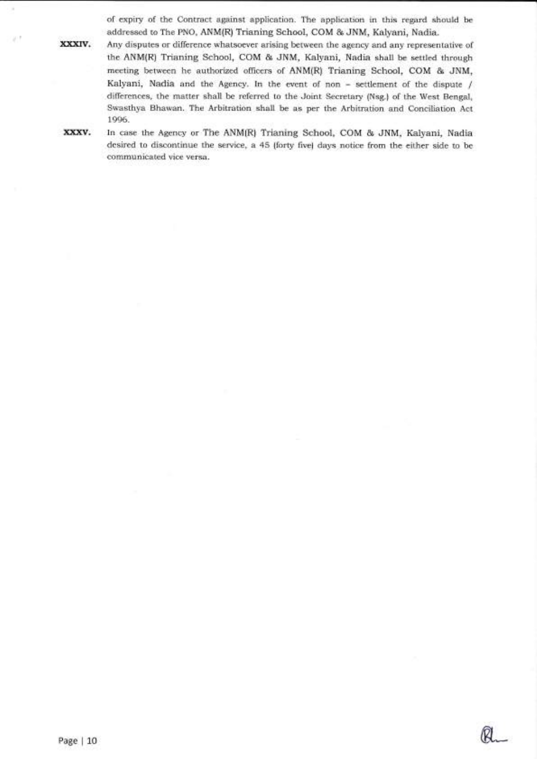of expiry of the Contract against application. The application in this regard should be addressed to The PNO, ANM(R) Trianing School, COM & JNM, Kalyani, Nadia.

**XXXIV.** Any disputes or difference whatsoever arising between the agency and any representative of the ANM(R) Trianing School, COM & JNM, Kalyani, Nadia shall be settled through meeting between he authorized officers of ANM(R) Trianing School, COM & JNM, Kalyani, Nadia and the Agency. In the event of non – settlement of the dispute / differences, the matter shall be referred to the Joint Secretary (Nsg.) of the West Bengal, Swasthya Bhawan. The Arbitration shall be as per the Arbitration and Conciliation Act 1996.

**XXXV.** In case the Agency or The ANM(R) Trianing School, COM & JNM, Kalyani, Nadia desired to discontinue the service, a 45 (forty five) days notice from the either side to be communicated vice versa.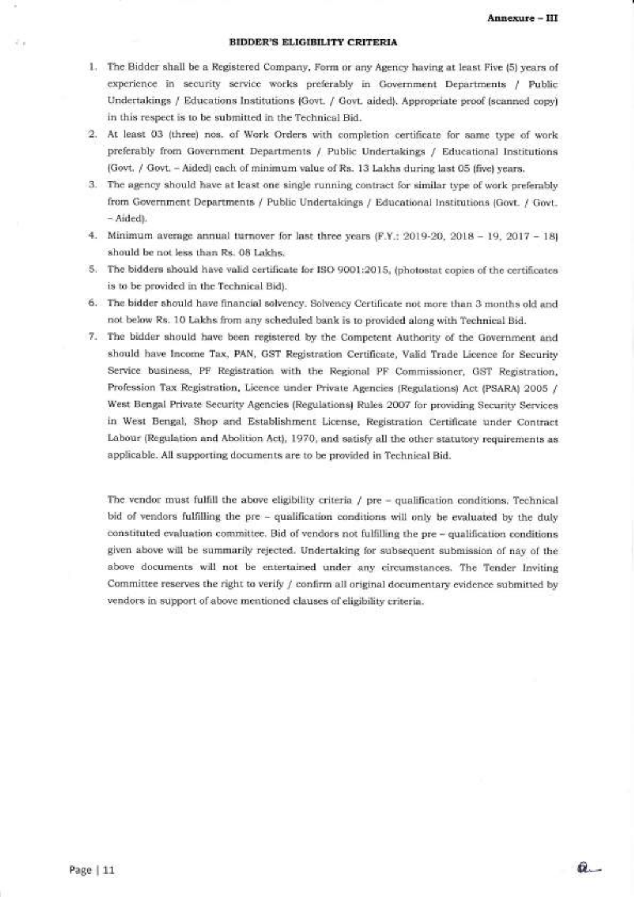Annexure – III

## BIDDER'S ELIGIBILITY CRITERIA

1. The Bidder shall be a Registered Company, Form or any Agency having at least Five (5) years of experience in security service works preferably in Government Departments / Public Undertakings / Educations Institutions (Govt. / Govt. aided). Appropriate proof (scanned copy) in this respect is to be submitted in the Technical Bid.
2. At least 03 (three) nos. of Work Orders with completion certificate for same type of work preferably from Government Departments / Public Undertakings / Educational Institutions (Govt. / Govt. – Aided) each of minimum value of Rs. 13 Lakhs during last 05 (five) years.
3. The agency should have at least one single running contract for similar type of work preferably from Government Departments / Public Undertakings / Educational Institutions (Govt. / Govt. – Aided).
4. Minimum average annual turnover for last three years (F.Y.: 2019-20, 2018 – 19, 2017 – 18) should be not less than Rs. 08 Lakhs.
5. The bidders should have valid certificate for ISO 9001:2015, (photostat copies of the certificates is to be provided in the Technical Bid).
6. The bidder should have financial solvency. Solvency Certificate not more than 3 months old and not below Rs. 10 Lakhs from any scheduled bank is to provided along with Technical Bid.
7. The bidder should have been registered by the Competent Authority of the Government and should have Income Tax, PAN, GST Registration Certificate, Valid Trade Licence for Security Service business, PF Registration with the Regional PF Commissioner, GST Registration, Profession Tax Registration, Licence under Private Agencies (Regulations) Act (PSARA) 2005 / West Bengal Private Security Agencies (Regulations) Rules 2007 for providing Security Services in West Bengal, Shop and Establishment License, Registration Certificate under Contract Labour (Regulation and Abolition Act), 1970, and satisfy all the other statutory requirements as applicable. All supporting documents are to be provided in Technical Bid.

The vendor must fulfill the above eligibility criteria / pre – qualification conditions. Technical bid of vendors fulfilling the pre – qualification conditions will only be evaluated by the duly constituted evaluation committee. Bid of vendors not fulfilling the pre – qualification conditions given above will be summarily rejected. Undertaking for subsequent submission of nay of the above documents will not be entertained under any circumstances. The Tender Inviting Committee reserves the right to verify / confirm all original documentary evidence submitted by vendors in support of above mentioned clauses of eligibility criteria.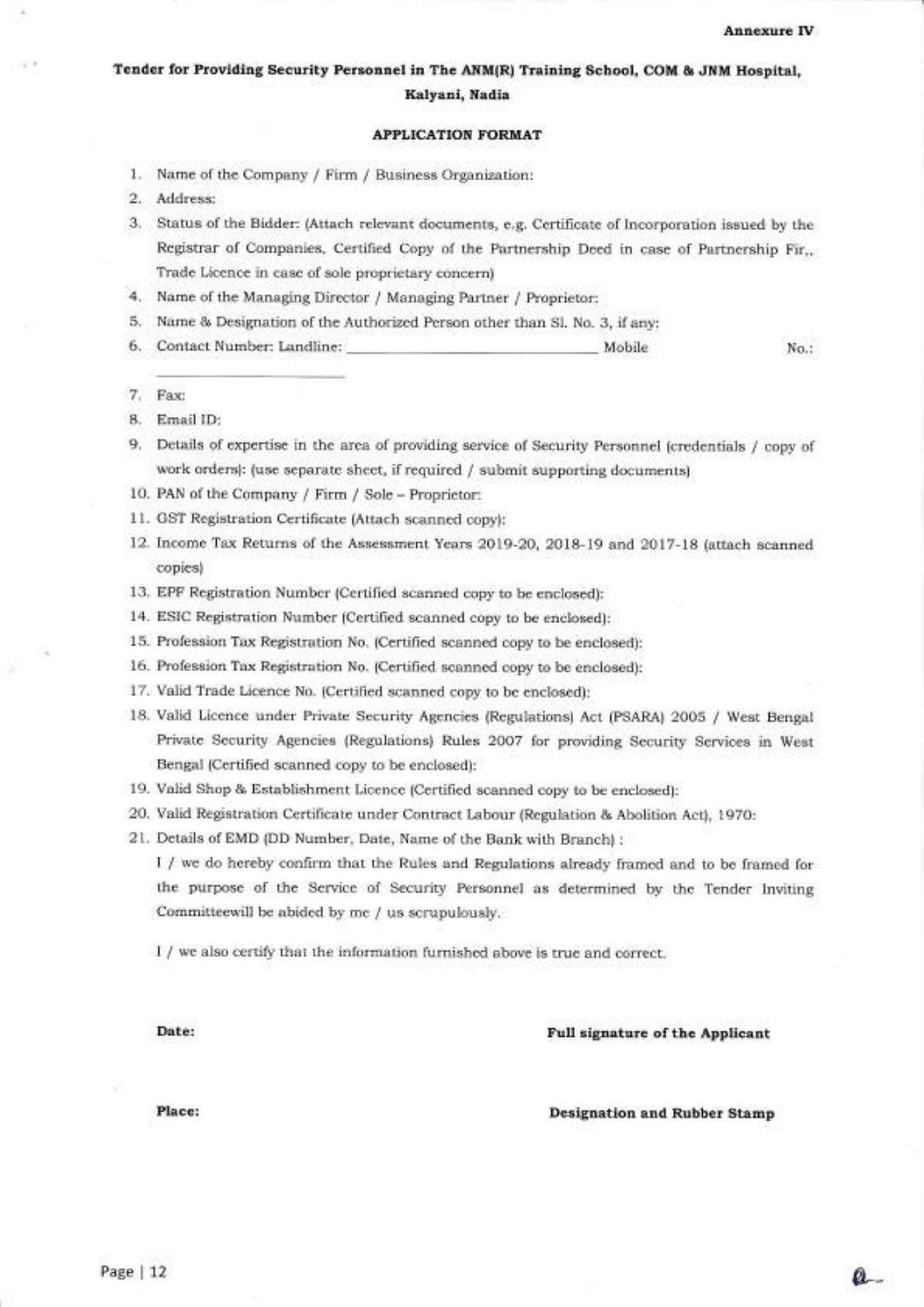**Annexure IV**

## Tender for Providing Security Personnel in The ANM(R) Training School, COM & JNM Hospital, Kalyani, Nadia

### APPLICATION FORMAT

1. Name of the Company / Firm / Business Organization:
2. Address:
3. Status of the Bidder: (Attach relevant documents, e.g. Certificate of Incorporation issued by the Registrar of Companies, Certified Copy of the Partnership Deed in case of Partnership Fir,. Trade Licence in case of sole proprietary concern)
4. Name of the Managing Director / Managing Partner / Proprietor:
5. Name & Designation of the Authorized Person other than Sl. No. 3, if any:
6. Contact Number: Landline: ______________________________ Mobile No.: ____________________
7. Fax:
8. Email ID:
9. Details of expertise in the area of providing service of Security Personnel (credentials / copy of work orders): (use separate sheet, if required / submit supporting documents)
10. PAN of the Company / Firm / Sole – Proprietor:
11. GST Registration Certificate (Attach scanned copy):
12. Income Tax Returns of the Assessment Years 2019-20, 2018-19 and 2017-18 (attach scanned copies)
13. EPF Registration Number (Certified scanned copy to be enclosed):
14. ESIC Registration Number (Certified scanned copy to be enclosed):
15. Profession Tax Registration No. (Certified scanned copy to be enclosed):
16. Profession Tax Registration No. (Certified scanned copy to be enclosed):
17. Valid Trade Licence No. (Certified scanned copy to be enclosed):
18. Valid Licence under Private Security Agencies (Regulations) Act (PSARA) 2005 / West Bengal Private Security Agencies (Regulations) Rules 2007 for providing Security Services in West Bengal (Certified scanned copy to be enclosed):
19. Valid Shop & Establishment Licence (Certified scanned copy to be enclosed):
20. Valid Registration Certificate under Contract Labour (Regulation & Abolition Act), 1970:
21. Details of EMD (DD Number, Date, Name of the Bank with Branch) :

I / we do hereby confirm that the Rules and Regulations already framed and to be framed for the purpose of the Service of Security Personnel as determined by the Tender Inviting Committeewill be abided by me / us scrupulously.

I / we also certify that the information furnished above is true and correct.

**Date:** **Full signature of the Applicant**

**Place:** **Designation and Rubber Stamp**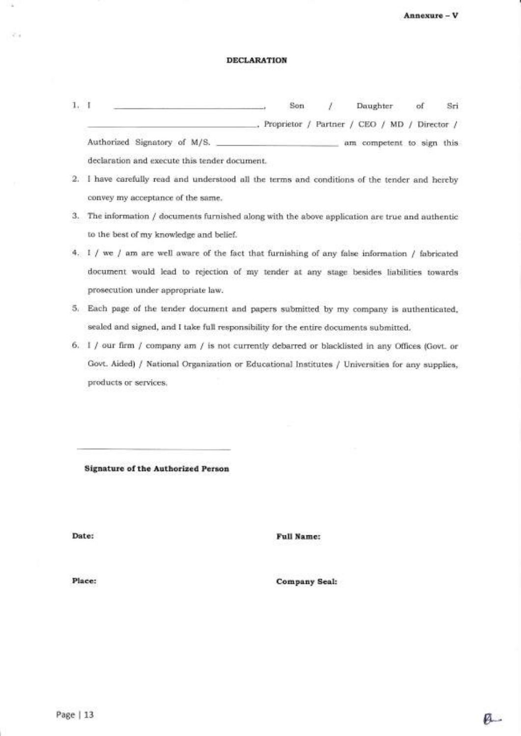Annexure – V

## DECLARATION

1. I ________________________________, Son / Daughter of Sri ________________________________, Proprietor / Partner / CEO / MD / Director / Authorized Signatory of M/S. ________________________ am competent to sign this declaration and execute this tender document.
2. I have carefully read and understood all the terms and conditions of the tender and hereby convey my acceptance of the same.
3. The information / documents furnished along with the above application are true and authentic to the best of my knowledge and belief.
4. I / we / am are well aware of the fact that furnishing of any false information / fabricated document would lead to rejection of my tender at any stage besides liabilities towards prosecution under appropriate law.
5. Each page of the tender document and papers submitted by my company is authenticated, sealed and signed, and I take full responsibility for the entire documents submitted.
6. I / our firm / company am / is not currently debarred or blacklisted in any Offices (Govt. or Govt. Aided) / National Organization or Educational Institutes / Universities for any supplies, products or services.

________________________________

**Signature of the Authorized Person**

**Date:**

**Full Name:**

**Place:**

**Company Seal:**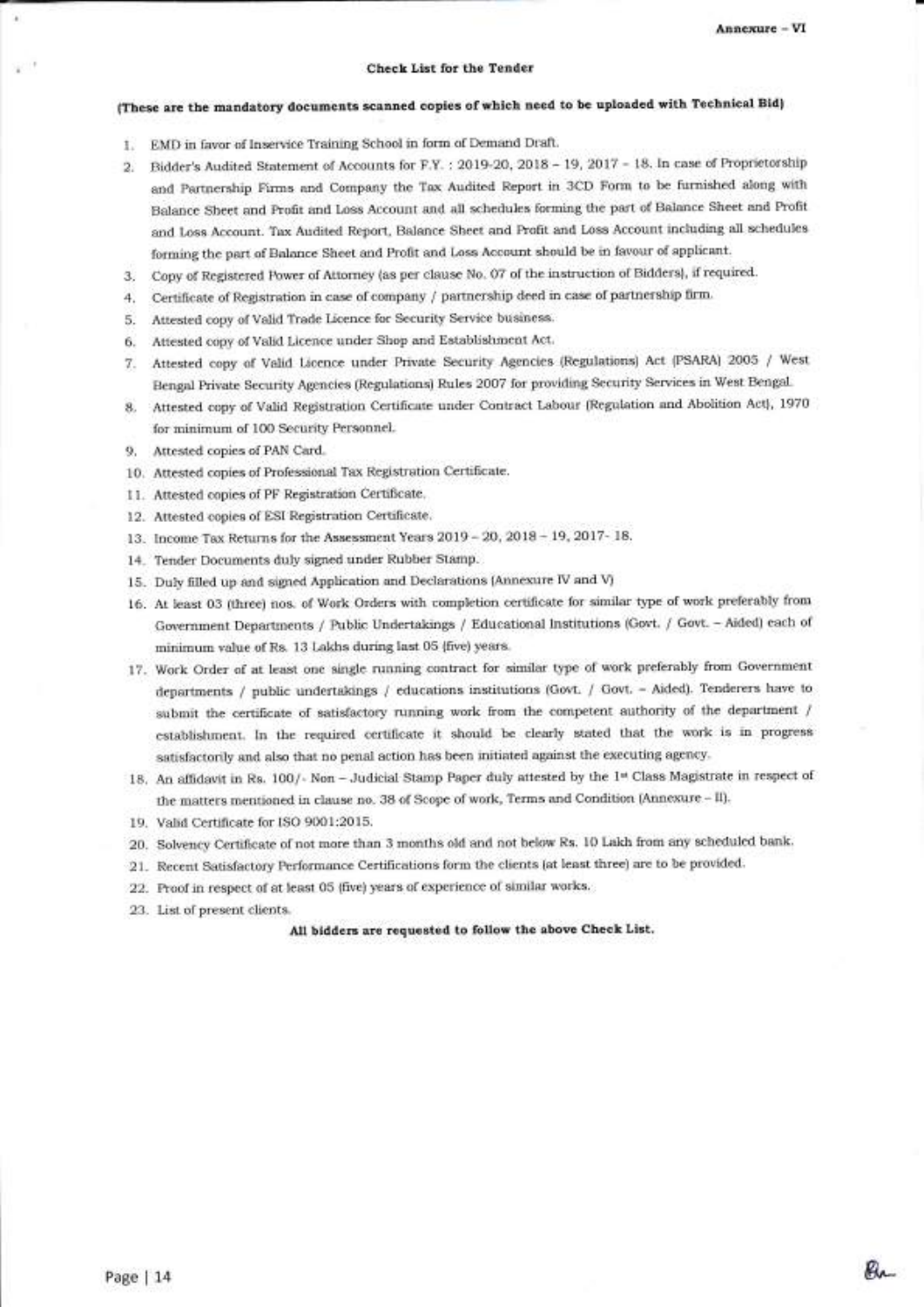Annexure – VI

## Check List for the Tender

**(These are the mandatory documents scanned copies of which need to be uploaded with Technical Bid)**

1. EMD in favor of Inservice Training School in form of Demand Draft.
2. Bidder's Audited Statement of Accounts for F.Y. : 2019-20, 2018 – 19, 2017 – 18. In case of Proprietorship and Partnership Firms and Company the Tax Audited Report in 3CD Form to be furnished along with Balance Sheet and Profit and Loss Account and all schedules forming the part of Balance Sheet and Profit and Loss Account. Tax Audited Report, Balance Sheet and Profit and Loss Account including all schedules forming the part of Balance Sheet and Profit and Loss Account should be in favour of applicant.
3. Copy of Registered Power of Attorney (as per clause No. 07 of the instruction of Bidders), if required.
4. Certificate of Registration in case of company / partnership deed in case of partnership firm.
5. Attested copy of Valid Trade Licence for Security Service business.
6. Attested copy of Valid Licence under Shop and Establishment Act.
7. Attested copy of Valid Licence under Private Security Agencies (Regulations) Act (PSARA) 2005 / West Bengal Private Security Agencies (Regulations) Rules 2007 for providing Security Services in West Bengal.
8. Attested copy of Valid Registration Certificate under Contract Labour (Regulation and Abolition Act), 1970 for minimum of 100 Security Personnel.
9. Attested copies of PAN Card.
10. Attested copies of Professional Tax Registration Certificate.
11. Attested copies of PF Registration Certificate.
12. Attested copies of ESI Registration Certificate.
13. Income Tax Returns for the Assessment Years 2019 – 20, 2018 – 19, 2017- 18.
14. Tender Documents duly signed under Rubber Stamp.
15. Duly filled up and signed Application and Declarations (Annexure IV and V)
16. At least 03 (three) nos. of Work Orders with completion certificate for similar type of work preferably from Government Departments / Public Undertakings / Educational Institutions (Govt. / Govt. – Aided) each of minimum value of Rs. 13 Lakhs during last 05 (five) years.
17. Work Order of at least one single running contract for similar type of work preferably from Government departments / public undertakings / educations institutions (Govt. / Govt. – Aided). Tenderers have to submit the certificate of satisfactory running work from the competent authority of the department / establishment. In the required certificate it should be clearly stated that the work is in progress satisfactorily and also that no penal action has been initiated against the executing agency.
18. An affidavit in Rs. 100/- Non – Judicial Stamp Paper duly attested by the 1st Class Magistrate in respect of the matters mentioned in clause no. 38 of Scope of work, Terms and Condition (Annexure – II).
19. Valid Certificate for ISO 9001:2015.
20. Solvency Certificate of not more than 3 months old and not below Rs. 10 Lakh from any scheduled bank.
21. Recent Satisfactory Performance Certifications form the clients (at least three) are to be provided.
22. Proof in respect of at least 05 (five) years of experience of similar works.
23. List of present clients.

**All bidders are requested to follow the above Check List.**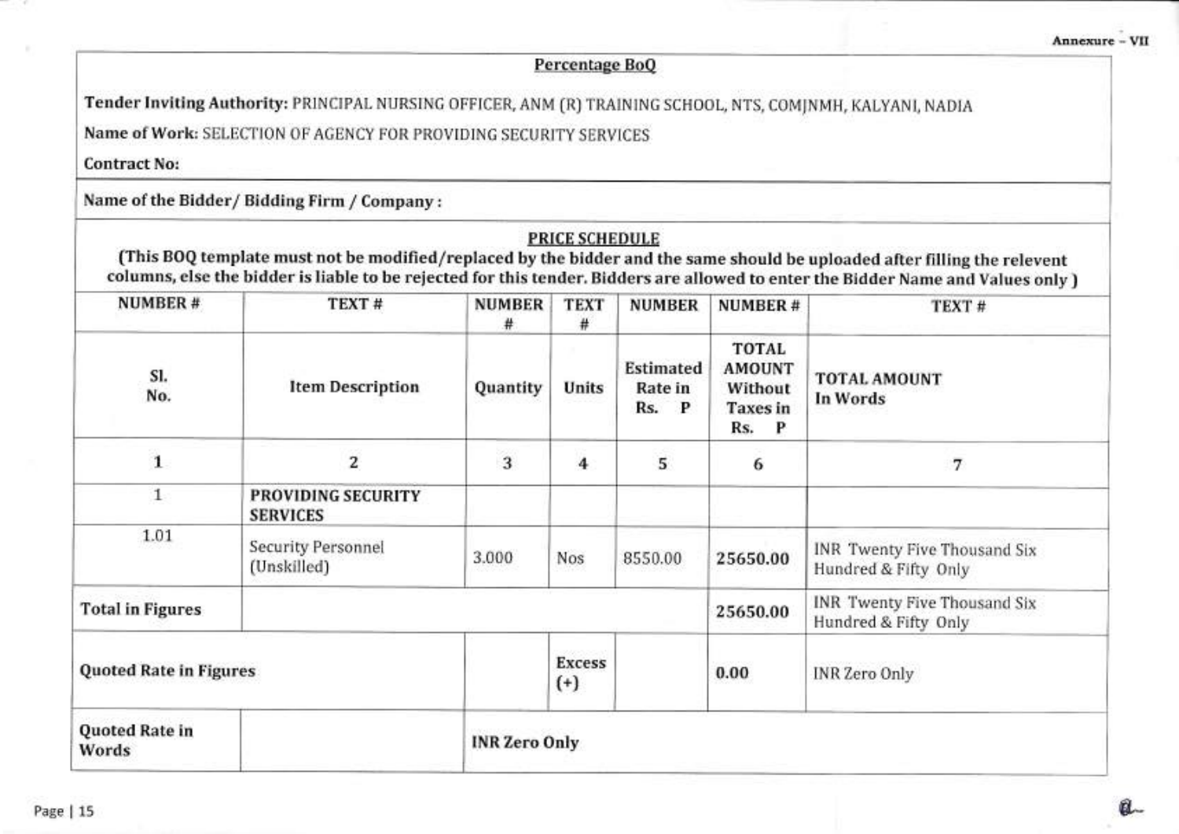Annexure – VII

## Percentage BoQ

**Tender Inviting Authority:** PRINCIPAL NURSING OFFICER, ANM (R) TRAINING SCHOOL, NTS, COMJNMH, KALYANI, NADIA

**Name of Work:** SELECTION OF AGENCY FOR PROVIDING SECURITY SERVICES

**Contract No:**

**Name of the Bidder/ Bidding Firm / Company :**

### PRICE SCHEDULE

**(This BOQ template must not be modified/replaced by the bidder and the same should be uploaded after filling the relevent columns, else the bidder is liable to be rejected for this tender. Bidders are allowed to enter the Bidder Name and Values only )**

| NUMBER # | TEXT # | NUMBER # | TEXT # | NUMBER | NUMBER # | TEXT # |
|---|---|---|---|---|---|---|
| Sl. No. | Item Description | Quantity | Units | Estimated Rate in Rs. P | TOTAL AMOUNT Without Taxes in Rs. P | TOTAL AMOUNT In Words |
| 1 | 2 | 3 | 4 | 5 | 6 | 7 |
| 1 | **PROVIDING SECURITY SERVICES** | | | | | |
| 1.01 | Security Personnel (Unskilled) | 3.000 | Nos | 8550.00 | **25650.00** | INR Twenty Five Thousand Six Hundred & Fifty Only |
| **Total in Figures** | | | | | **25650.00** | INR Twenty Five Thousand Six Hundred & Fifty Only |
| **Quoted Rate in Figures** | | | **Excess (+)** | | **0.00** | INR Zero Only |
| **Quoted Rate in Words** | | **INR Zero Only** | | | | |